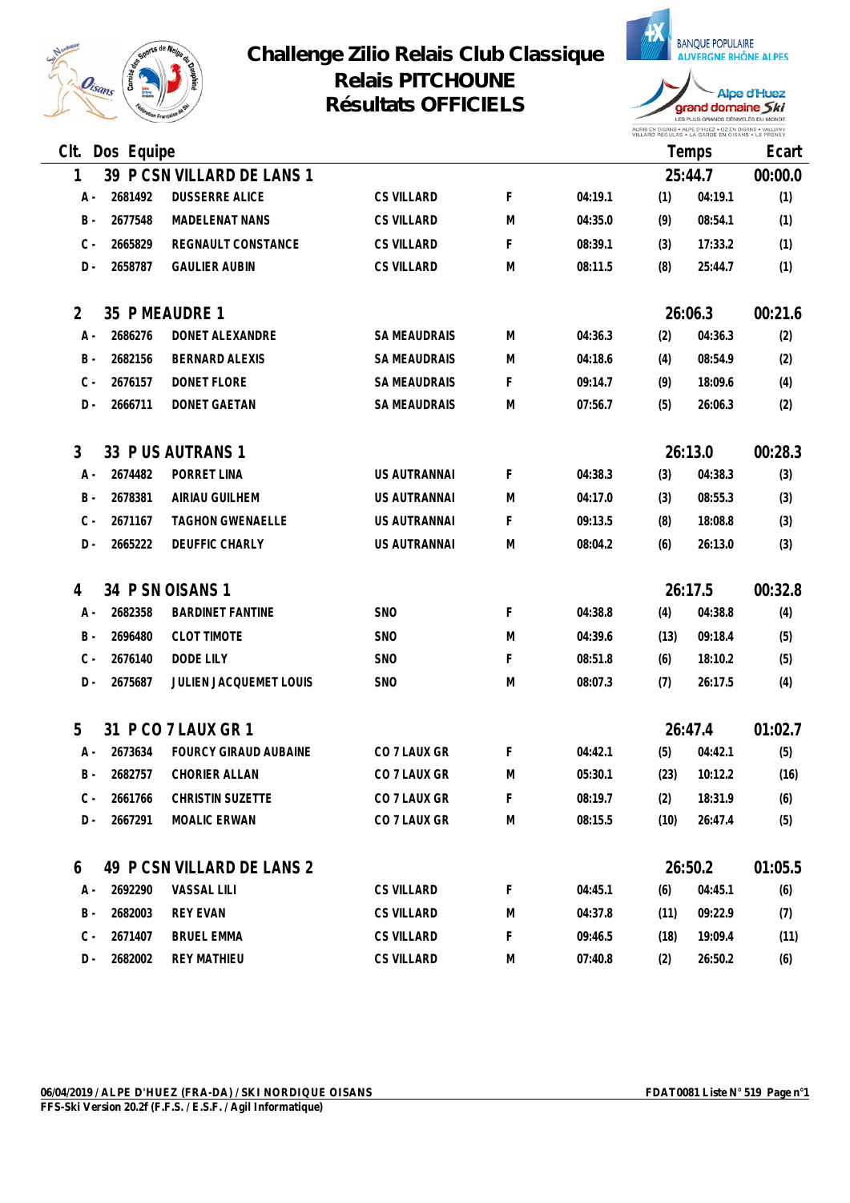# Challenge Zilio Relais Club Classique
## Relais PITCHOUNE
## Résultats OFFICIELS

| Clt. | Dos | Equipe | | | | | Temps | Ecart |
|---|---|---|---|---|---|---|---|---|
| 1 | 39 | P CSN VILLARD DE LANS 1 | | | | | 25:44.7 | 00:00.0 |
| A - | 2681492 | DUSSERRE ALICE | CS VILLARD | F | 04:19.1 | (1) | 04:19.1 | (1) |
| B - | 2677548 | MADELENAT NANS | CS VILLARD | M | 04:35.0 | (9) | 08:54.1 | (1) |
| C - | 2665829 | REGNAULT CONSTANCE | CS VILLARD | F | 08:39.1 | (3) | 17:33.2 | (1) |
| D - | 2658787 | GAULIER AUBIN | CS VILLARD | M | 08:11.5 | (8) | 25:44.7 | (1) |
| 2 | 35 | P MEAUDRE 1 | | | | | 26:06.3 | 00:21.6 |
| A - | 2686276 | DONET ALEXANDRE | SA MEAUDRAIS | M | 04:36.3 | (2) | 04:36.3 | (2) |
| B - | 2682156 | BERNARD ALEXIS | SA MEAUDRAIS | M | 04:18.6 | (4) | 08:54.9 | (2) |
| C - | 2676157 | DONET FLORE | SA MEAUDRAIS | F | 09:14.7 | (9) | 18:09.6 | (4) |
| D - | 2666711 | DONET GAETAN | SA MEAUDRAIS | M | 07:56.7 | (5) | 26:06.3 | (2) |
| 3 | 33 | P US AUTRANS 1 | | | | | 26:13.0 | 00:28.3 |
| A - | 2674482 | PORRET LINA | US AUTRANNAI | F | 04:38.3 | (3) | 04:38.3 | (3) |
| B - | 2678381 | AIRIAU GUILHEM | US AUTRANNAI | M | 04:17.0 | (3) | 08:55.3 | (3) |
| C - | 2671167 | TAGHON GWENAELLE | US AUTRANNAI | F | 09:13.5 | (8) | 18:08.8 | (3) |
| D - | 2665222 | DEUFFIC CHARLY | US AUTRANNAI | M | 08:04.2 | (6) | 26:13.0 | (3) |
| 4 | 34 | P SN OISANS 1 | | | | | 26:17.5 | 00:32.8 |
| A - | 2682358 | BARDINET FANTINE | SNO | F | 04:38.8 | (4) | 04:38.8 | (4) |
| B - | 2696480 | CLOT TIMOTE | SNO | M | 04:39.6 | (13) | 09:18.4 | (5) |
| C - | 2676140 | DODE LILY | SNO | F | 08:51.8 | (6) | 18:10.2 | (5) |
| D - | 2675687 | JULIEN JACQUEMET LOUIS | SNO | M | 08:07.3 | (7) | 26:17.5 | (4) |
| 5 | 31 | P CO 7 LAUX GR 1 | | | | | 26:47.4 | 01:02.7 |
| A - | 2673634 | FOURCY GIRAUD AUBAINE | CO 7 LAUX GR | F | 04:42.1 | (5) | 04:42.1 | (5) |
| B - | 2682757 | CHORIER ALLAN | CO 7 LAUX GR | M | 05:30.1 | (23) | 10:12.2 | (16) |
| C - | 2661766 | CHRISTIN SUZETTE | CO 7 LAUX GR | F | 08:19.7 | (2) | 18:31.9 | (6) |
| D - | 2667291 | MOALIC ERWAN | CO 7 LAUX GR | M | 08:15.5 | (10) | 26:47.4 | (5) |
| 6 | 49 | P CSN VILLARD DE LANS 2 | | | | | 26:50.2 | 01:05.5 |
| A - | 2692290 | VASSAL LILI | CS VILLARD | F | 04:45.1 | (6) | 04:45.1 | (6) |
| B - | 2682003 | REY EVAN | CS VILLARD | M | 04:37.8 | (11) | 09:22.9 | (7) |
| C - | 2671407 | BRUEL EMMA | CS VILLARD | F | 09:46.5 | (18) | 19:09.4 | (11) |
| D - | 2682002 | REY MATHIEU | CS VILLARD | M | 07:40.8 | (2) | 26:50.2 | (6) |

06/04/2019 / ALPE D'HUEZ (FRA-DA) / SKI NORDIQUE OISANS
FFS-Ski Version 20.2f (F.F.S. / E.S.F. / Agil Informatique)

FDAT0081 Liste N° 519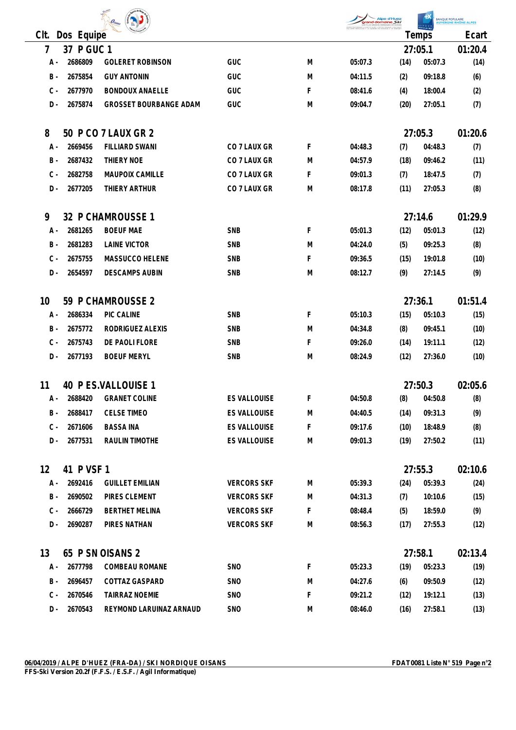| Clt. | Dos | Equipe | | | | | | Temps | Ecart |
|---|---|---|---|---|---|---|---|---|---|
| 7 | 37 | P GUC 1 | | | | | | 27:05.1 | 01:20.4 |
| A - | 2686809 | GOLERET ROBINSON | GUC | M | 05:07.3 | (14) | 05:07.3 | (14) | |
| B - | 2675854 | GUY ANTONIN | GUC | M | 04:11.5 | (2) | 09:18.8 | (6) | |
| C - | 2677970 | BONDOUX ANAELLE | GUC | F | 08:41.6 | (4) | 18:00.4 | (2) | |
| D - | 2675874 | GROSSET BOURBANGE ADAM | GUC | M | 09:04.7 | (20) | 27:05.1 | (7) | |
| 8 | 50 | P CO 7 LAUX GR 2 | | | | | | 27:05.3 | 01:20.6 |
| A - | 2669456 | FILLIARD SWANI | CO 7 LAUX GR | F | 04:48.3 | (7) | 04:48.3 | (7) | |
| B - | 2687432 | THIERY NOE | CO 7 LAUX GR | M | 04:57.9 | (18) | 09:46.2 | (11) | |
| C - | 2682758 | MAUPOIX CAMILLE | CO 7 LAUX GR | F | 09:01.3 | (7) | 18:47.5 | (7) | |
| D - | 2677205 | THIERY ARTHUR | CO 7 LAUX GR | M | 08:17.8 | (11) | 27:05.3 | (8) | |
| 9 | 32 | P CHAMROUSSE 1 | | | | | | 27:14.6 | 01:29.9 |
| A - | 2681265 | BOEUF MAE | SNB | F | 05:01.3 | (12) | 05:01.3 | (12) | |
| B - | 2681283 | LAINE VICTOR | SNB | M | 04:24.0 | (5) | 09:25.3 | (8) | |
| C - | 2675755 | MASSUCCO HELENE | SNB | F | 09:36.5 | (15) | 19:01.8 | (10) | |
| D - | 2654597 | DESCAMPS AUBIN | SNB | M | 08:12.7 | (9) | 27:14.5 | (9) | |
| 10 | 59 | P CHAMROUSSE 2 | | | | | | 27:36.1 | 01:51.4 |
| A - | 2686334 | PIC CALINE | SNB | F | 05:10.3 | (15) | 05:10.3 | (15) | |
| B - | 2675772 | RODRIGUEZ ALEXIS | SNB | M | 04:34.8 | (8) | 09:45.1 | (10) | |
| C - | 2675743 | DE PAOLI FLORE | SNB | F | 09:26.0 | (14) | 19:11.1 | (12) | |
| D - | 2677193 | BOEUF MERYL | SNB | M | 08:24.9 | (12) | 27:36.0 | (10) | |
| 11 | 40 | P ES.VALLOUISE 1 | | | | | | 27:50.3 | 02:05.6 |
| A - | 2688420 | GRANET COLINE | ES VALLOUISE | F | 04:50.8 | (8) | 04:50.8 | (8) | |
| B - | 2688417 | CELSE TIMEO | ES VALLOUISE | M | 04:40.5 | (14) | 09:31.3 | (9) | |
| C - | 2671606 | BASSA INA | ES VALLOUISE | F | 09:17.6 | (10) | 18:48.9 | (8) | |
| D - | 2677531 | RAULIN TIMOTHE | ES VALLOUISE | M | 09:01.3 | (19) | 27:50.2 | (11) | |
| 12 | 41 | P VSF 1 | | | | | | 27:55.3 | 02:10.6 |
| A - | 2692416 | GUILLET EMILIAN | VERCORS SKF | M | 05:39.3 | (24) | 05:39.3 | (24) | |
| B - | 2690502 | PIRES CLEMENT | VERCORS SKF | M | 04:31.3 | (7) | 10:10.6 | (15) | |
| C - | 2666729 | BERTHET MELINA | VERCORS SKF | F | 08:48.4 | (5) | 18:59.0 | (9) | |
| D - | 2690287 | PIRES NATHAN | VERCORS SKF | M | 08:56.3 | (17) | 27:55.3 | (12) | |
| 13 | 65 | P SN OISANS 2 | | | | | | 27:58.1 | 02:13.4 |
| A - | 2677798 | COMBEAU ROMANE | SNO | F | 05:23.3 | (19) | 05:23.3 | (19) | |
| B - | 2696457 | COTTAZ GASPARD | SNO | M | 04:27.6 | (6) | 09:50.9 | (12) | |
| C - | 2670546 | TAIRRAZ NOEMIE | SNO | F | 09:21.2 | (12) | 19:12.1 | (13) | |
| D - | 2670543 | REYMOND LARUINAZ ARNAUD | SNO | M | 08:46.0 | (16) | 27:58.1 | (13) | |

06/04/2019 / ALPE D'HUEZ (FRA-DA) / SKI NORDIQUE OISANS — FDAT0081 Liste N° 519 Page n°2

FFS-Ski Version 20.2f (F.F.S. / E.S.F. / Agil Informatique)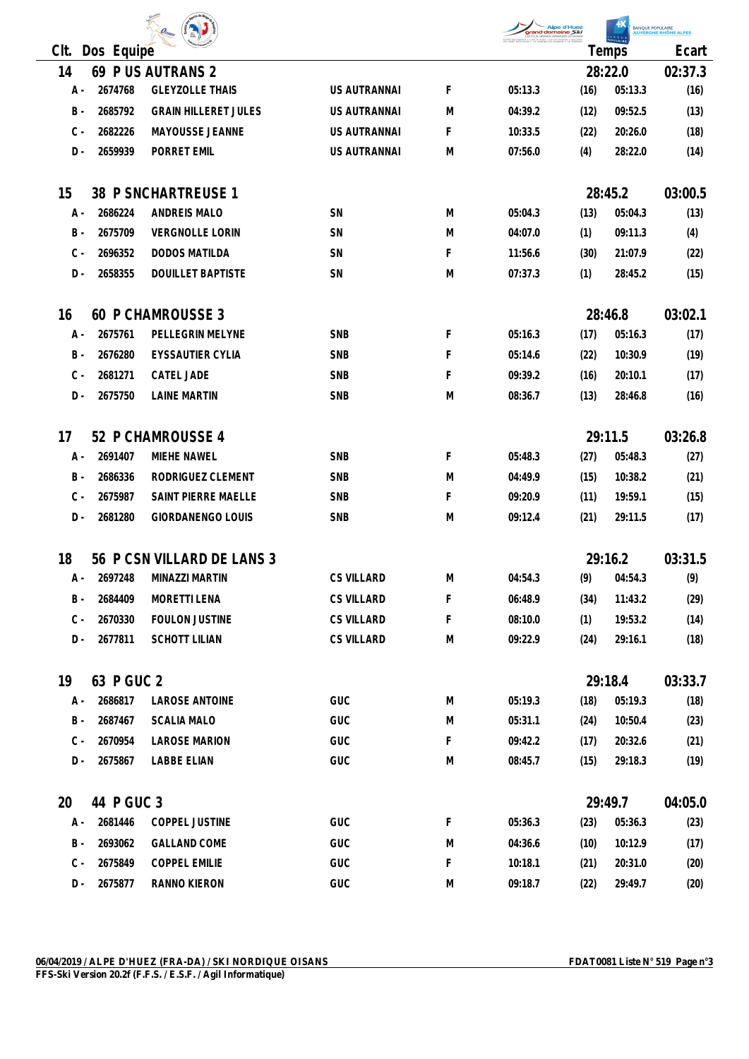| Clt. | Dos | Equipe | | | | | Temps | | Ecart |
|---|---|---|---|---|---|---|---|---|---|
| 14 | 69 | P US AUTRANS 2 | | | | | 28:22.0 | | 02:37.3 |
| A - | 2674768 | GLEYZOLLE THAIS | US AUTRANNAI | F | 05:13.3 | (16) | 05:13.3 | | (16) |
| B - | 2685792 | GRAIN HILLERET JULES | US AUTRANNAI | M | 04:39.2 | (12) | 09:52.5 | | (13) |
| C - | 2682226 | MAYOUSSE JEANNE | US AUTRANNAI | F | 10:33.5 | (22) | 20:26.0 | | (18) |
| D - | 2659939 | PORRET EMIL | US AUTRANNAI | M | 07:56.0 | (4) | 28:22.0 | | (14) |
| 15 | 38 | P SNCHARTREUSE 1 | | | | | 28:45.2 | | 03:00.5 |
| A - | 2686224 | ANDREIS MALO | SN | M | 05:04.3 | (13) | 05:04.3 | | (13) |
| B - | 2675709 | VERGNOLLE LORIN | SN | M | 04:07.0 | (1) | 09:11.3 | | (4) |
| C - | 2696352 | DODOS MATILDA | SN | F | 11:56.6 | (30) | 21:07.9 | | (22) |
| D - | 2658355 | DOUILLET BAPTISTE | SN | M | 07:37.3 | (1) | 28:45.2 | | (15) |
| 16 | 60 | P CHAMROUSSE 3 | | | | | 28:46.8 | | 03:02.1 |
| A - | 2675761 | PELLEGRIN MELYNE | SNB | F | 05:16.3 | (17) | 05:16.3 | | (17) |
| B - | 2676280 | EYSSAUTIER CYLIA | SNB | F | 05:14.6 | (22) | 10:30.9 | | (19) |
| C - | 2681271 | CATEL JADE | SNB | F | 09:39.2 | (16) | 20:10.1 | | (17) |
| D - | 2675750 | LAINE MARTIN | SNB | M | 08:36.7 | (13) | 28:46.8 | | (16) |
| 17 | 52 | P CHAMROUSSE 4 | | | | | 29:11.5 | | 03:26.8 |
| A - | 2691407 | MIEHE NAWEL | SNB | F | 05:48.3 | (27) | 05:48.3 | | (27) |
| B - | 2686336 | RODRIGUEZ CLEMENT | SNB | M | 04:49.9 | (15) | 10:38.2 | | (21) |
| C - | 2675987 | SAINT PIERRE MAELLE | SNB | F | 09:20.9 | (11) | 19:59.1 | | (15) |
| D - | 2681280 | GIORDANENGO LOUIS | SNB | M | 09:12.4 | (21) | 29:11.5 | | (17) |
| 18 | 56 | P CSN VILLARD DE LANS 3 | | | | | 29:16.2 | | 03:31.5 |
| A - | 2697248 | MINAZZI MARTIN | CS VILLARD | M | 04:54.3 | (9) | 04:54.3 | | (9) |
| B - | 2684409 | MORETTI LENA | CS VILLARD | F | 06:48.9 | (34) | 11:43.2 | | (29) |
| C - | 2670330 | FOULON JUSTINE | CS VILLARD | F | 08:10.0 | (1) | 19:53.2 | | (14) |
| D - | 2677811 | SCHOTT LILIAN | CS VILLARD | M | 09:22.9 | (24) | 29:16.1 | | (18) |
| 19 | 63 | P GUC 2 | | | | | 29:18.4 | | 03:33.7 |
| A - | 2686817 | LAROSE ANTOINE | GUC | M | 05:19.3 | (18) | 05:19.3 | | (18) |
| B - | 2687467 | SCALIA MALO | GUC | M | 05:31.1 | (24) | 10:50.4 | | (23) |
| C - | 2670954 | LAROSE MARION | GUC | F | 09:42.2 | (17) | 20:32.6 | | (21) |
| D - | 2675867 | LABBE ELIAN | GUC | M | 08:45.7 | (15) | 29:18.3 | | (19) |
| 20 | 44 | P GUC 3 | | | | | 29:49.7 | | 04:05.0 |
| A - | 2681446 | COPPEL JUSTINE | GUC | F | 05:36.3 | (23) | 05:36.3 | | (23) |
| B - | 2693062 | GALLAND COME | GUC | M | 04:36.6 | (10) | 10:12.9 | | (17) |
| C - | 2675849 | COPPEL EMILIE | GUC | F | 10:18.1 | (21) | 20:31.0 | | (20) |
| D - | 2675877 | RANNO KIERON | GUC | M | 09:18.7 | (22) | 29:49.7 | | (20) |

06/04/2019 / ALPE D'HUEZ (FRA-DA) / SKI NORDIQUE OISANS — FDAT0081 Liste N° 519

FFS-Ski Version 20.2f (F.F.S. / E.S.F. / Agil Informatique)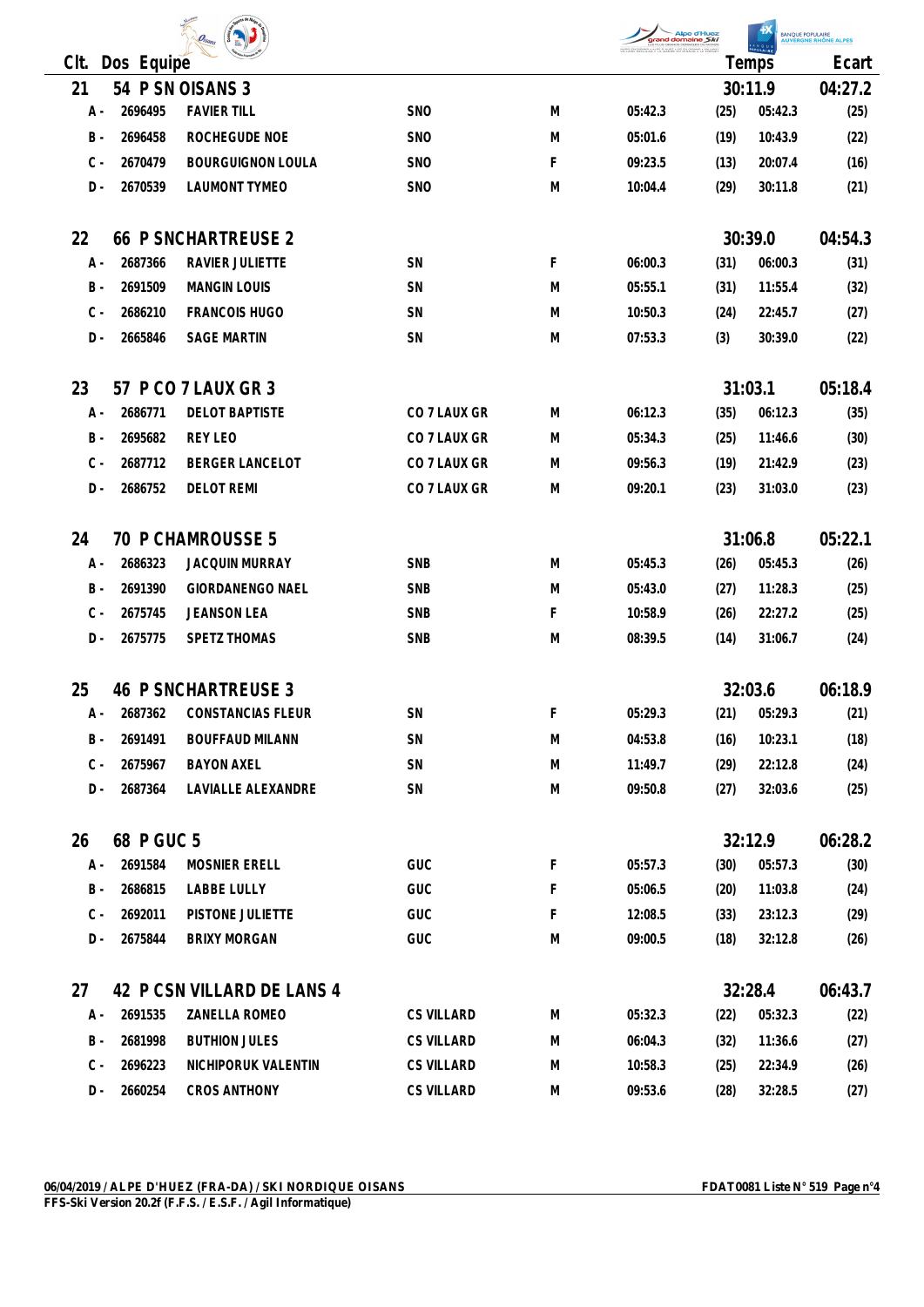| Clt. | Dos | Equipe | | | | | | Temps | Ecart |
|---|---|---|---|---|---|---|---|---|---|
| 21 | 54 | P SN OISANS 3 | | | | | | 30:11.9 | 04:27.2 |
| A - | 2696495 | FAVIER TILL | SNO | M | 05:42.3 | (25) | 05:42.3 | | (25) |
| B - | 2696458 | ROCHEGUDE NOE | SNO | M | 05:01.6 | (19) | 10:43.9 | | (22) |
| C - | 2670479 | BOURGUIGNON LOULA | SNO | F | 09:23.5 | (13) | 20:07.4 | | (16) |
| D - | 2670539 | LAUMONT TYMEO | SNO | M | 10:04.4 | (29) | 30:11.8 | | (21) |
| 22 | 66 | P SNCHARTREUSE 2 | | | | | | 30:39.0 | 04:54.3 |
| A - | 2687366 | RAVIER JULIETTE | SN | F | 06:00.3 | (31) | 06:00.3 | | (31) |
| B - | 2691509 | MANGIN LOUIS | SN | M | 05:55.1 | (31) | 11:55.4 | | (32) |
| C - | 2686210 | FRANCOIS HUGO | SN | M | 10:50.3 | (24) | 22:45.7 | | (27) |
| D - | 2665846 | SAGE MARTIN | SN | M | 07:53.3 | (3) | 30:39.0 | | (22) |
| 23 | 57 | P CO 7 LAUX GR 3 | | | | | | 31:03.1 | 05:18.4 |
| A - | 2686771 | DELOT BAPTISTE | CO 7 LAUX GR | M | 06:12.3 | (35) | 06:12.3 | | (35) |
| B - | 2695682 | REY LEO | CO 7 LAUX GR | M | 05:34.3 | (25) | 11:46.6 | | (30) |
| C - | 2687712 | BERGER LANCELOT | CO 7 LAUX GR | M | 09:56.3 | (19) | 21:42.9 | | (23) |
| D - | 2686752 | DELOT REMI | CO 7 LAUX GR | M | 09:20.1 | (23) | 31:03.0 | | (23) |
| 24 | 70 | P CHAMROUSSE 5 | | | | | | 31:06.8 | 05:22.1 |
| A - | 2686323 | JACQUIN MURRAY | SNB | M | 05:45.3 | (26) | 05:45.3 | | (26) |
| B - | 2691390 | GIORDANENGO NAEL | SNB | M | 05:43.0 | (27) | 11:28.3 | | (25) |
| C - | 2675745 | JEANSON LEA | SNB | F | 10:58.9 | (26) | 22:27.2 | | (25) |
| D - | 2675775 | SPETZ THOMAS | SNB | M | 08:39.5 | (14) | 31:06.7 | | (24) |
| 25 | 46 | P SNCHARTREUSE 3 | | | | | | 32:03.6 | 06:18.9 |
| A - | 2687362 | CONSTANCIAS FLEUR | SN | F | 05:29.3 | (21) | 05:29.3 | | (21) |
| B - | 2691491 | BOUFFAUD MILANN | SN | M | 04:53.8 | (16) | 10:23.1 | | (18) |
| C - | 2675967 | BAYON AXEL | SN | M | 11:49.7 | (29) | 22:12.8 | | (24) |
| D - | 2687364 | LAVIALLE ALEXANDRE | SN | M | 09:50.8 | (27) | 32:03.6 | | (25) |
| 26 | 68 | P GUC 5 | | | | | | 32:12.9 | 06:28.2 |
| A - | 2691584 | MOSNIER ERELL | GUC | F | 05:57.3 | (30) | 05:57.3 | | (30) |
| B - | 2686815 | LABBE LULLY | GUC | F | 05:06.5 | (20) | 11:03.8 | | (24) |
| C - | 2692011 | PISTONE JULIETTE | GUC | F | 12:08.5 | (33) | 23:12.3 | | (29) |
| D - | 2675844 | BRIXY MORGAN | GUC | M | 09:00.5 | (18) | 32:12.8 | | (26) |
| 27 | 42 | P CSN VILLARD DE LANS 4 | | | | | | 32:28.4 | 06:43.7 |
| A - | 2691535 | ZANELLA ROMEO | CS VILLARD | M | 05:32.3 | (22) | 05:32.3 | | (22) |
| B - | 2681998 | BUTHION JULES | CS VILLARD | M | 06:04.3 | (32) | 11:36.6 | | (27) |
| C - | 2696223 | NICHIPORUK VALENTIN | CS VILLARD | M | 10:58.3 | (25) | 22:34.9 | | (26) |
| D - | 2660254 | CROS ANTHONY | CS VILLARD | M | 09:53.6 | (28) | 32:28.5 | | (27) |

06/04/2019 / ALPE D'HUEZ (FRA-DA) / SKI NORDIQUE OISANS
FFS-Ski Version 20.2f (F.F.S. / E.S.F. / Agil Informatique)

FDAT0081 Liste N° 519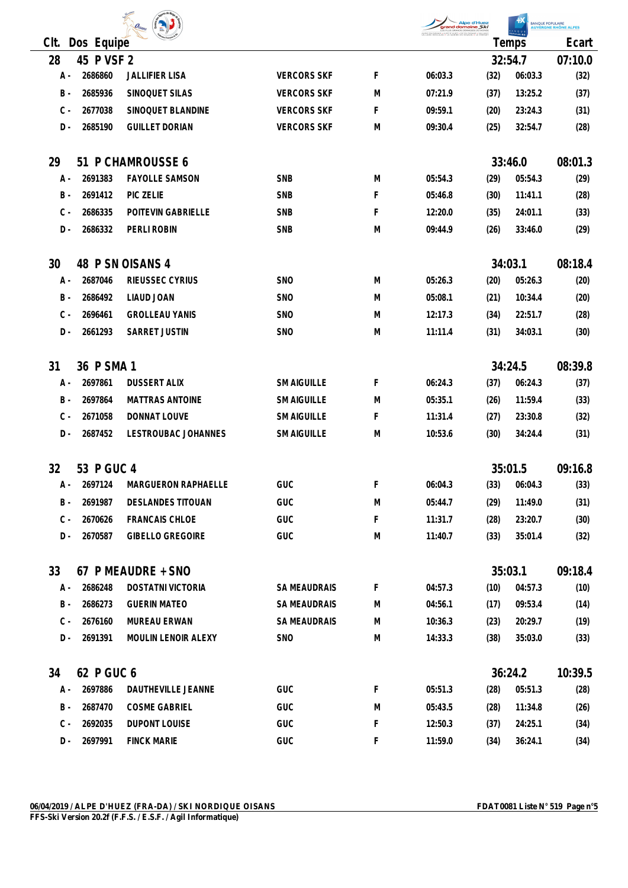| Clt. | Dos | Equipe | | | | | | Temps | Ecart |
|---|---|---|---|---|---|---|---|---|---|
| **28** | **45** | **P VSF 2** | | | | | | **32:54.7** | **07:10.0** |
| A - | 2686860 | JALLIFIER LISA | VERCORS SKF | F | 06:03.3 | (32) | 06:03.3 | | (32) |
| B - | 2685936 | SINOQUET SILAS | VERCORS SKF | M | 07:21.9 | (37) | 13:25.2 | | (37) |
| C - | 2677038 | SINOQUET BLANDINE | VERCORS SKF | F | 09:59.1 | (20) | 23:24.3 | | (31) |
| D - | 2685190 | GUILLET DORIAN | VERCORS SKF | M | 09:30.4 | (25) | 32:54.7 | | (28) |
| **29** | **51** | **P CHAMROUSSE 6** | | | | | | **33:46.0** | **08:01.3** |
| A - | 2691383 | FAYOLLE SAMSON | SNB | M | 05:54.3 | (29) | 05:54.3 | | (29) |
| B - | 2691412 | PIC ZELIE | SNB | F | 05:46.8 | (30) | 11:41.1 | | (28) |
| C - | 2686335 | POITEVIN GABRIELLE | SNB | F | 12:20.0 | (35) | 24:01.1 | | (33) |
| D - | 2686332 | PERLI ROBIN | SNB | M | 09:44.9 | (26) | 33:46.0 | | (29) |
| **30** | **48** | **P SN OISANS 4** | | | | | | **34:03.1** | **08:18.4** |
| A - | 2687046 | RIEUSSEC CYRIUS | SNO | M | 05:26.3 | (20) | 05:26.3 | | (20) |
| B - | 2686492 | LIAUD JOAN | SNO | M | 05:08.1 | (21) | 10:34.4 | | (20) |
| C - | 2696461 | GROLLEAU YANIS | SNO | M | 12:17.3 | (34) | 22:51.7 | | (28) |
| D - | 2661293 | SARRET JUSTIN | SNO | M | 11:11.4 | (31) | 34:03.1 | | (30) |
| **31** | **36** | **P SMA 1** | | | | | | **34:24.5** | **08:39.8** |
| A - | 2697861 | DUSSERT ALIX | SM AIGUILLE | F | 06:24.3 | (37) | 06:24.3 | | (37) |
| B - | 2697864 | MATTRAS ANTOINE | SM AIGUILLE | M | 05:35.1 | (26) | 11:59.4 | | (33) |
| C - | 2671058 | DONNAT LOUVE | SM AIGUILLE | F | 11:31.4 | (27) | 23:30.8 | | (32) |
| D - | 2687452 | LESTROUBAC JOHANNES | SM AIGUILLE | M | 10:53.6 | (30) | 34:24.4 | | (31) |
| **32** | **53** | **P GUC 4** | | | | | | **35:01.5** | **09:16.8** |
| A - | 2697124 | MARGUERON RAPHAELLE | GUC | F | 06:04.3 | (33) | 06:04.3 | | (33) |
| B - | 2691987 | DESLANDES TITOUAN | GUC | M | 05:44.7 | (29) | 11:49.0 | | (31) |
| C - | 2670626 | FRANCAIS CHLOE | GUC | F | 11:31.7 | (28) | 23:20.7 | | (30) |
| D - | 2670587 | GIBELLO GREGOIRE | GUC | M | 11:40.7 | (33) | 35:01.4 | | (32) |
| **33** | **67** | **P MEAUDRE + SNO** | | | | | | **35:03.1** | **09:18.4** |
| A - | 2686248 | DOSTATNI VICTORIA | SA MEAUDRAIS | F | 04:57.3 | (10) | 04:57.3 | | (10) |
| B - | 2686273 | GUERIN MATEO | SA MEAUDRAIS | M | 04:56.1 | (17) | 09:53.4 | | (14) |
| C - | 2676160 | MUREAU ERWAN | SA MEAUDRAIS | M | 10:36.3 | (23) | 20:29.7 | | (19) |
| D - | 2691391 | MOULIN LENOIR ALEXY | SNO | M | 14:33.3 | (38) | 35:03.0 | | (33) |
| **34** | **62** | **P GUC 6** | | | | | | **36:24.2** | **10:39.5** |
| A - | 2697886 | DAUTHEVILLE JEANNE | GUC | F | 05:51.3 | (28) | 05:51.3 | | (28) |
| B - | 2687470 | COSME GABRIEL | GUC | M | 05:43.5 | (28) | 11:34.8 | | (26) |
| C - | 2692035 | DUPONT LOUISE | GUC | F | 12:50.3 | (37) | 24:25.1 | | (34) |
| D - | 2697991 | FINCK MARIE | GUC | F | 11:59.0 | (34) | 36:24.1 | | (34) |

06/04/2019 / ALPE D'HUEZ (FRA-DA) / SKI NORDIQUE OISANS
FDAT0081 Liste N° 519
FFS-Ski Version 20.2f (F.F.S. / E.S.F. / Agil Informatique)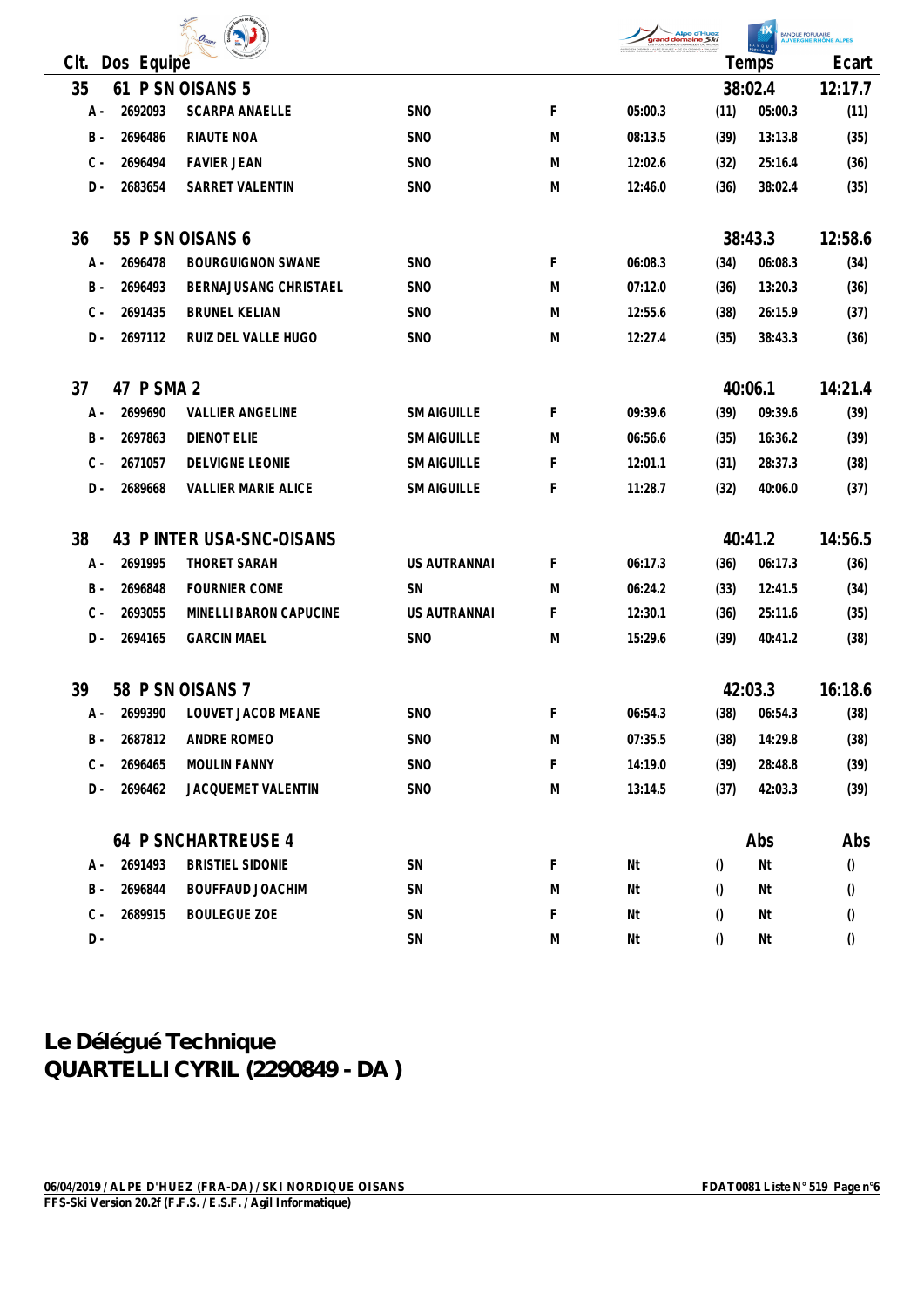| Clt. | Dos | Equipe | | | | | | Temps | Ecart |
|---|---|---|---|---|---|---|---|---|---|
| 35 | 61 | P SN OISANS 5 | | | | | | 38:02.4 | 12:17.7 |
| A - | 2692093 | SCARPA ANAELLE | SNO | F | 05:00.3 | (11) | 05:00.3 | (11) | |
| B - | 2696486 | RIAUTE NOA | SNO | M | 08:13.5 | (39) | 13:13.8 | (35) | |
| C - | 2696494 | FAVIER JEAN | SNO | M | 12:02.6 | (32) | 25:16.4 | (36) | |
| D - | 2683654 | SARRET VALENTIN | SNO | M | 12:46.0 | (36) | 38:02.4 | (35) | |
| 36 | 55 | P SN OISANS 6 | | | | | | 38:43.3 | 12:58.6 |
| A - | 2696478 | BOURGUIGNON SWANE | SNO | F | 06:08.3 | (34) | 06:08.3 | (34) | |
| B - | 2696493 | BERNAJUSANG CHRISTAEL | SNO | M | 07:12.0 | (36) | 13:20.3 | (36) | |
| C - | 2691435 | BRUNEL KELIAN | SNO | M | 12:55.6 | (38) | 26:15.9 | (37) | |
| D - | 2697112 | RUIZ DEL VALLE HUGO | SNO | M | 12:27.4 | (35) | 38:43.3 | (36) | |
| 37 | 47 | P SMA 2 | | | | | | 40:06.1 | 14:21.4 |
| A - | 2699690 | VALLIER ANGELINE | SM AIGUILLE | F | 09:39.6 | (39) | 09:39.6 | (39) | |
| B - | 2697863 | DIENOT ELIE | SM AIGUILLE | M | 06:56.6 | (35) | 16:36.2 | (39) | |
| C - | 2671057 | DELVIGNE LEONIE | SM AIGUILLE | F | 12:01.1 | (31) | 28:37.3 | (38) | |
| D - | 2689668 | VALLIER MARIE ALICE | SM AIGUILLE | F | 11:28.7 | (32) | 40:06.0 | (37) | |
| 38 | 43 | P INTER USA-SNC-OISANS | | | | | | 40:41.2 | 14:56.5 |
| A - | 2691995 | THORET SARAH | US AUTRANNAI | F | 06:17.3 | (36) | 06:17.3 | (36) | |
| B - | 2696848 | FOURNIER COME | SN | M | 06:24.2 | (33) | 12:41.5 | (34) | |
| C - | 2693055 | MINELLI BARON CAPUCINE | US AUTRANNAI | F | 12:30.1 | (36) | 25:11.6 | (35) | |
| D - | 2694165 | GARCIN MAEL | SNO | M | 15:29.6 | (39) | 40:41.2 | (38) | |
| 39 | 58 | P SN OISANS 7 | | | | | | 42:03.3 | 16:18.6 |
| A - | 2699390 | LOUVET JACOB MEANE | SNO | F | 06:54.3 | (38) | 06:54.3 | (38) | |
| B - | 2687812 | ANDRE ROMEO | SNO | M | 07:35.5 | (38) | 14:29.8 | (38) | |
| C - | 2696465 | MOULIN FANNY | SNO | F | 14:19.0 | (39) | 28:48.8 | (39) | |
| D - | 2696462 | JACQUEMET VALENTIN | SNO | M | 13:14.5 | (37) | 42:03.3 | (39) | |
| | 64 | P SNCHARTREUSE 4 | | | | | | Abs | Abs |
| A - | 2691493 | BRISTIEL SIDONIE | SN | F | Nt | () | Nt | () | |
| B - | 2696844 | BOUFFAUD JOACHIM | SN | M | Nt | () | Nt | () | |
| C - | 2689915 | BOULEGUE ZOE | SN | F | Nt | () | Nt | () | |
| D - | | | SN | M | Nt | () | Nt | () | |

**Le Délégué Technique**
**QUARTELLI CYRIL (2290849 - DA )**

06/04/2019 / ALPE D'HUEZ (FRA-DA) / SKI NORDIQUE OISANS — FDAT0081 Liste N° 519

FFS-Ski Version 20.2f (F.F.S. / E.S.F. / Agil Informatique)